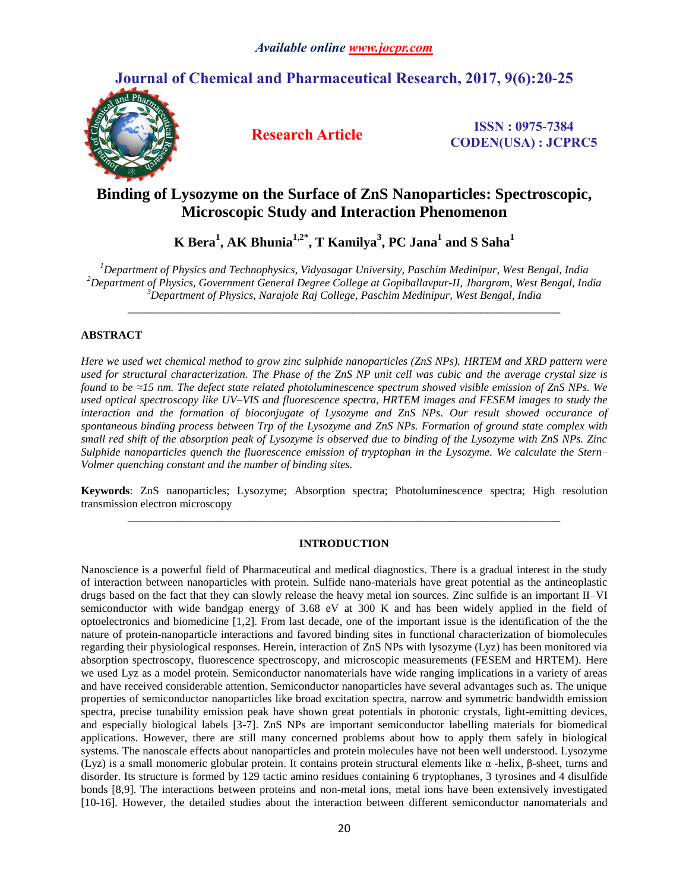# Binding of Lysozyme on the Surface of ZnS Nanoparticles: Spectroscopic, Microscopic Study and Interaction Phenomenon

**Research Article**

**ISSN : 0975-7384**
**CODEN(USA) : JCPRC5**

**K Bera[1], AK Bhunia[1,2*], T Kamilya[3], PC Jana[1] and S Saha[1]**

*[1]Department of Physics and Technophysics, Vidyasagar University, Paschim Medinipur, West Bengal, India*
*[2]Department of Physics, Government General Degree College at Gopiballavpur-II, Jhargram, West Bengal, India*
*[3]Department of Physics, Narajole Raj College, Paschim Medinipur, West Bengal, India*

---

## ABSTRACT

*Here we used wet chemical method to grow zinc sulphide nanoparticles (ZnS NPs). HRTEM and XRD pattern were used for structural characterization. The Phase of the ZnS NP unit cell was cubic and the average crystal size is found to be ≈15 nm. The defect state related photoluminescence spectrum showed visible emission of ZnS NPs. We used optical spectroscopy like UV–VIS and fluorescence spectra, HRTEM images and FESEM images to study the interaction and the formation of bioconjugate of Lysozyme and ZnS NPs. Our result showed occurance of spontaneous binding process between Trp of the Lysozyme and ZnS NPs. Formation of ground state complex with small red shift of the absorption peak of Lysozyme is observed due to binding of the Lysozyme with ZnS NPs. Zinc Sulphide nanoparticles quench the fluorescence emission of tryptophan in the Lysozyme. We calculate the Stern–Volmer quenching constant and the number of binding sites.*

**Keywords**: ZnS nanoparticles; Lysozyme; Absorption spectra; Photoluminescence spectra; High resolution transmission electron microscopy

---

## INTRODUCTION

Nanoscience is a powerful field of Pharmaceutical and medical diagnostics. There is a gradual interest in the study of interaction between nanoparticles with protein. Sulfide nano-materials have great potential as the antineoplastic drugs based on the fact that they can slowly release the heavy metal ion sources. Zinc sulfide is an important II–VI semiconductor with wide bandgap energy of 3.68 eV at 300 K and has been widely applied in the field of optoelectronics and biomedicine [1,2]. From last decade, one of the important issue is the identification of the the nature of protein-nanoparticle interactions and favored binding sites in functional characterization of biomolecules regarding their physiological responses. Herein, interaction of ZnS NPs with lysozyme (Lyz) has been monitored via absorption spectroscopy, fluorescence spectroscopy, and microscopic measurements (FESEM and HRTEM). Here we used Lyz as a model protein. Semiconductor nanomaterials have wide ranging implications in a variety of areas and have received considerable attention. Semiconductor nanoparticles have several advantages such as. The unique properties of semiconductor nanoparticles like broad excitation spectra, narrow and symmetric bandwidth emission spectra, precise tunability emission peak have shown great potentials in photonic crystals, light-emitting devices, and especially biological labels [3-7]. ZnS NPs are important semiconductor labelling materials for biomedical applications. However, there are still many concerned problems about how to apply them safely in biological systems. The nanoscale effects about nanoparticles and protein molecules have not been well understood. Lysozyme (Lyz) is a small monomeric globular protein. It contains protein structural elements like α -helix, β-sheet, turns and disorder. Its structure is formed by 129 tactic amino residues containing 6 tryptophanes, 3 tyrosines and 4 disulfide bonds [8,9]. The interactions between proteins and non-metal ions, metal ions have been extensively investigated [10-16]. However, the detailed studies about the interaction between different semiconductor nanomaterials and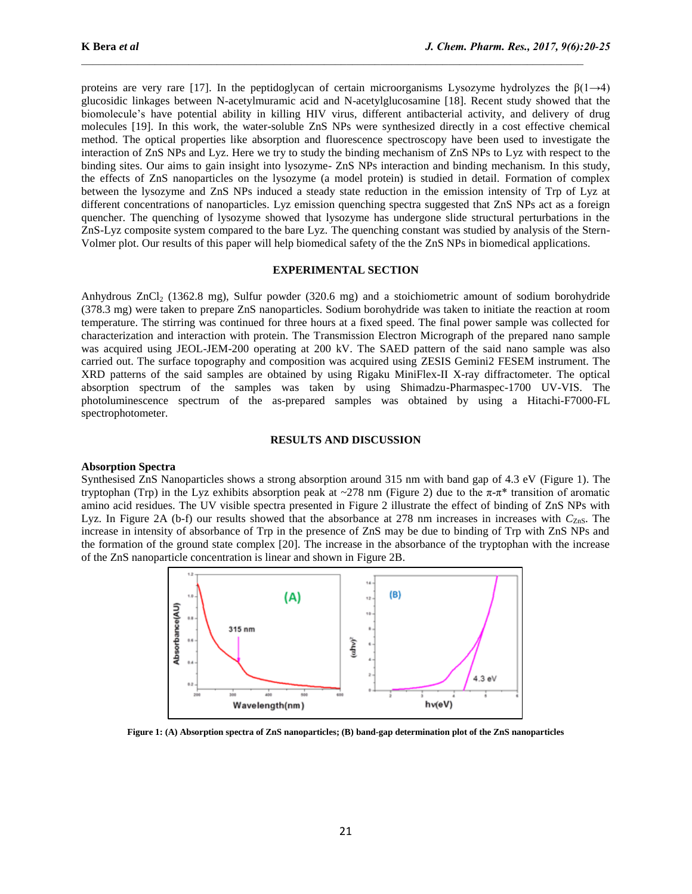proteins are very rare [17]. In the peptidoglycan of certain microorganisms Lysozyme hydrolyzes the $\beta(1\rightarrow4)$ glucosidic linkages between N-acetylmuramic acid and N-acetylglucosamine [18]. Recent study showed that the biomolecule's have potential ability in killing HIV virus, different antibacterial activity, and delivery of drug molecules [19]. In this work, the water-soluble ZnS NPs were synthesized directly in a cost effective chemical method. The optical properties like absorption and fluorescence spectroscopy have been used to investigate the interaction of ZnS NPs and Lyz. Here we try to study the binding mechanism of ZnS NPs to Lyz with respect to the binding sites. Our aims to gain insight into lysozyme- ZnS NPs interaction and binding mechanism. In this study, the effects of ZnS nanoparticles on the lysozyme (a model protein) is studied in detail. Formation of complex between the lysozyme and ZnS NPs induced a steady state reduction in the emission intensity of Trp of Lyz at different concentrations of nanoparticles. Lyz emission quenching spectra suggested that ZnS NPs act as a foreign quencher. The quenching of lysozyme showed that lysozyme has undergone slide structural perturbations in the ZnS-Lyz composite system compared to the bare Lyz. The quenching constant was studied by analysis of the Stern-Volmer plot. Our results of this paper will help biomedical safety of the the ZnS NPs in biomedical applications.

## EXPERIMENTAL SECTION

Anhydrous $ZnCl_2$ (1362.8 mg), Sulfur powder (320.6 mg) and a stoichiometric amount of sodium borohydride (378.3 mg) were taken to prepare ZnS nanoparticles. Sodium borohydride was taken to initiate the reaction at room temperature. The stirring was continued for three hours at a fixed speed. The final power sample was collected for characterization and interaction with protein. The Transmission Electron Micrograph of the prepared nano sample was acquired using JEOL-JEM-200 operating at 200 kV. The SAED pattern of the said nano sample was also carried out. The surface topography and composition was acquired using ZESIS Gemini2 FESEM instrument. The XRD patterns of the said samples are obtained by using Rigaku MiniFlex-II X-ray diffractometer. The optical absorption spectrum of the samples was taken by using Shimadzu-Pharmaspec-1700 UV-VIS. The photoluminescence spectrum of the as-prepared samples was obtained by using a Hitachi-F7000-FL spectrophotometer.

## RESULTS AND DISCUSSION

### Absorption Spectra

Synthesised ZnS Nanoparticles shows a strong absorption around 315 nm with band gap of 4.3 eV (Figure 1). The tryptophan (Trp) in the Lyz exhibits absorption peak at ~278 nm (Figure 2) due to the $\pi$-$\pi$* transition of aromatic amino acid residues. The UV visible spectra presented in Figure 2 illustrate the effect of binding of ZnS NPs with Lyz. In Figure 2A (b-f) our results showed that the absorbance at 278 nm increases in increases with $C_{ZnS}$. The increase in intensity of absorbance of Trp in the presence of ZnS may be due to binding of Trp with ZnS NPs and the formation of the ground state complex [20]. The increase in the absorbance of the tryptophan with the increase of the ZnS nanoparticle concentration is linear and shown in Figure 2B.

**Figure 1: (A) Absorption spectra of ZnS nanoparticles; (B) band-gap determination plot of the ZnS nanoparticles**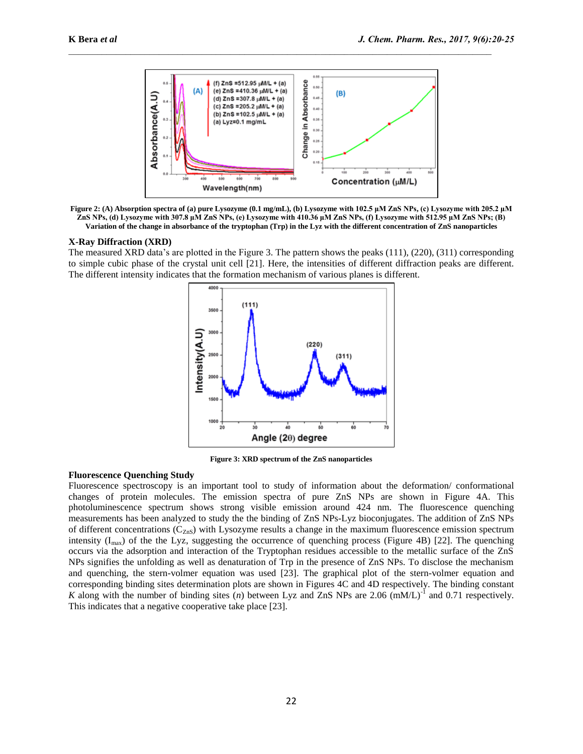**Figure 2: (A) Absorption spectra of (a) pure Lysozyme (0.1 mg/mL), (b) Lysozyme with 102.5 µM ZnS NPs, (c) Lysozyme with 205.2 µM ZnS NPs, (d) Lysozyme with 307.8 µM ZnS NPs, (e) Lysozyme with 410.36 µM ZnS NPs, (f) Lysozyme with 512.95 µM ZnS NPs; (B) Variation of the change in absorbance of the tryptophan (Trp) in the Lyz with the different concentration of ZnS nanoparticles**

### X-Ray Diffraction (XRD)

The measured XRD data's are plotted in the Figure 3. The pattern shows the peaks (111), (220), (311) corresponding to simple cubic phase of the crystal unit cell [21]. Here, the intensities of different diffraction peaks are different. The different intensity indicates that the formation mechanism of various planes is different.

**Figure 3: XRD spectrum of the ZnS nanoparticles**

### Fluorescence Quenching Study

Fluorescence spectroscopy is an important tool to study of information about the deformation/ conformational changes of protein molecules. The emission spectra of pure ZnS NPs are shown in Figure 4A. This photoluminescence spectrum shows strong visible emission around 424 nm. The fluorescence quenching measurements has been analyzed to study the the binding of ZnS NPs-Lyz bioconjugates. The addition of ZnS NPs of different concentrations ($C_{ZnS}$) with Lysozyme results a change in the maximum fluorescence emission spectrum intensity ($I_{max}$) of the the Lyz, suggesting the occurrence of quenching process (Figure 4B) [22]. The quenching occurs via the adsorption and interaction of the Tryptophan residues accessible to the metallic surface of the ZnS NPs signifies the unfolding as well as denaturation of Trp in the presence of ZnS NPs. To disclose the mechanism and quenching, the stern-volmer equation was used [23]. The graphical plot of the stern-volmer equation and corresponding binding sites determination plots are shown in Figures 4C and 4D respectively. The binding constant $K$ along with the number of binding sites ($n$) between Lyz and ZnS NPs are 2.06 $(mM/L)^{-1}$ and 0.71 respectively. This indicates that a negative cooperative take place [23].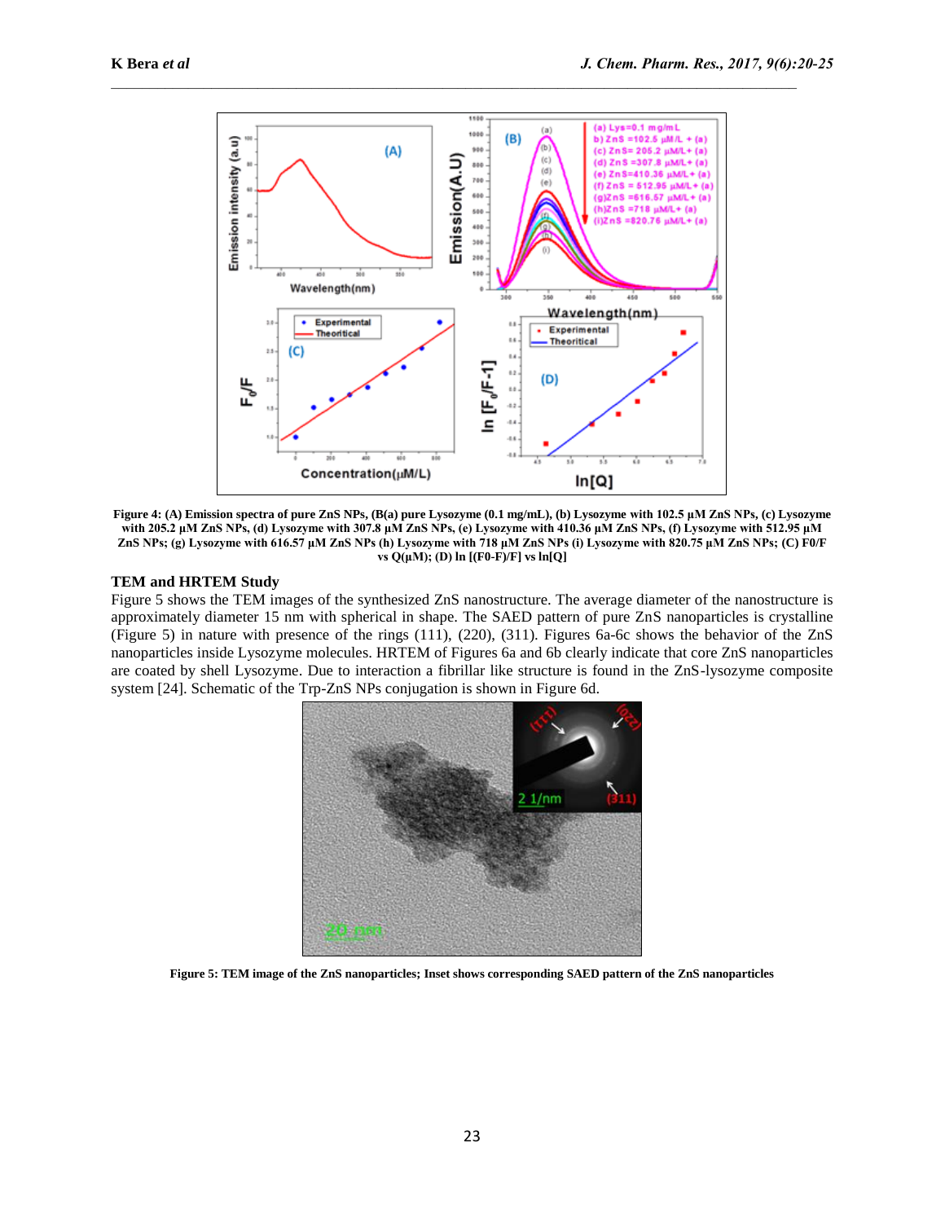**Figure 4: (A) Emission spectra of pure ZnS NPs, (B(a) pure Lysozyme (0.1 mg/mL), (b) Lysozyme with 102.5 µM ZnS NPs, (c) Lysozyme with 205.2 µM ZnS NPs, (d) Lysozyme with 307.8 µM ZnS NPs, (e) Lysozyme with 410.36 µM ZnS NPs, (f) Lysozyme with 512.95 µM ZnS NPs; (g) Lysozyme with 616.57 µM ZnS NPs (h) Lysozyme with 718 µM ZnS NPs (i) Lysozyme with 820.75 µM ZnS NPs; (C) F0/F vs Q(µM); (D) ln [(F0-F)/F] vs ln[Q]**

### TEM and HRTEM Study

Figure 5 shows the TEM images of the synthesized ZnS nanostructure. The average diameter of the nanostructure is approximately diameter 15 nm with spherical in shape. The SAED pattern of pure ZnS nanoparticles is crystalline (Figure 5) in nature with presence of the rings (111), (220), (311). Figures 6a-6c shows the behavior of the ZnS nanoparticles inside Lysozyme molecules. HRTEM of Figures 6a and 6b clearly indicate that core ZnS nanoparticles are coated by shell Lysozyme. Due to interaction a fibrillar like structure is found in the ZnS-lysozyme composite system [24]. Schematic of the Trp-ZnS NPs conjugation is shown in Figure 6d.

**Figure 5: TEM image of the ZnS nanoparticles; Inset shows corresponding SAED pattern of the ZnS nanoparticles**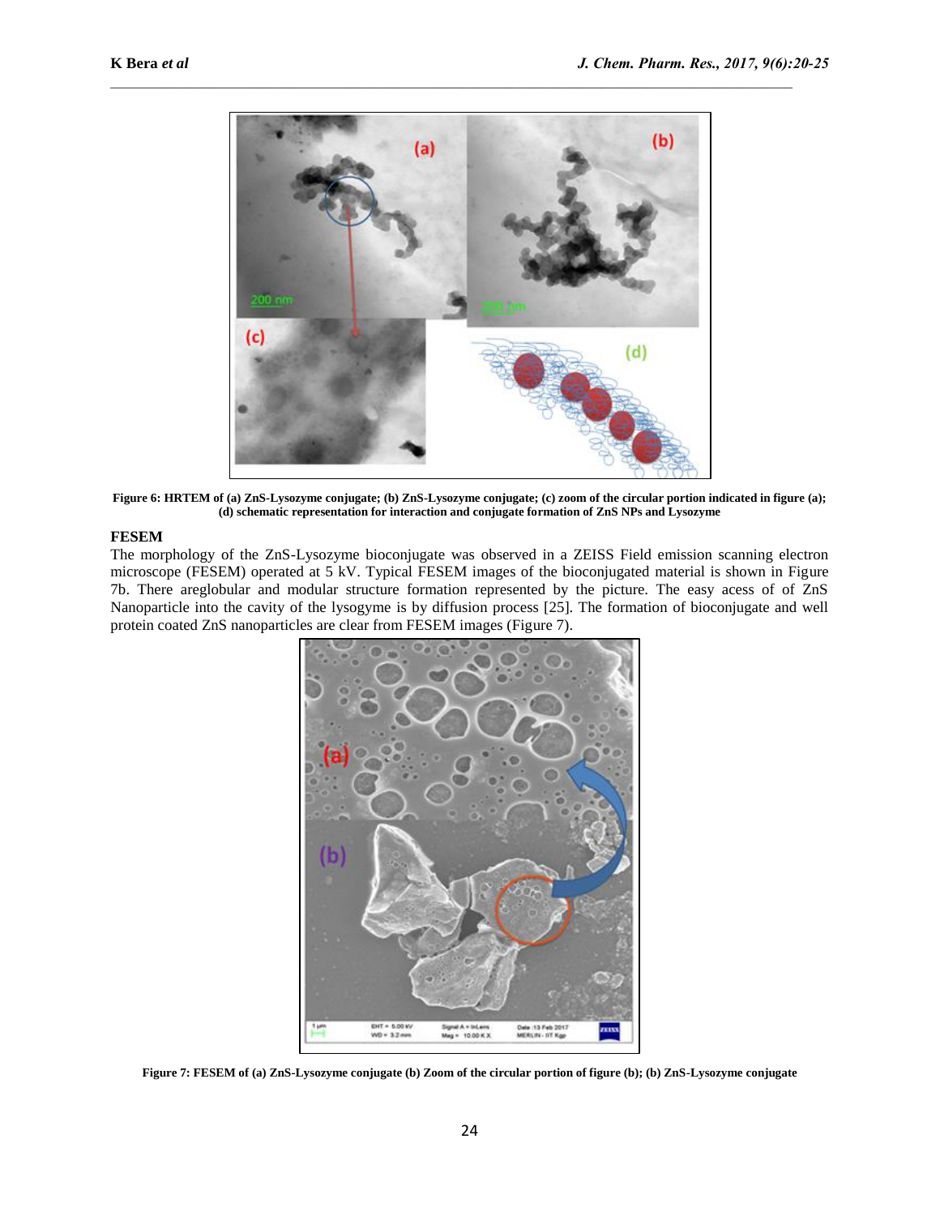Figure 6: HRTEM of (a) ZnS-Lysozyme conjugate; (b) ZnS-Lysozyme conjugate; (c) zoom of the circular portion indicated in figure (a); (d) schematic representation for interaction and conjugate formation of ZnS NPs and Lysozyme

## FESEM

The morphology of the ZnS-Lysozyme bioconjugate was observed in a ZEISS Field emission scanning electron microscope (FESEM) operated at 5 kV. Typical FESEM images of the bioconjugated material is shown in Figure 7b. There areglobular and modular structure formation represented by the picture. The easy acess of of ZnS Nanoparticle into the cavity of the lysogyme is by diffusion process [25]. The formation of bioconjugate and well protein coated ZnS nanoparticles are clear from FESEM images (Figure 7).

Figure 7: FESEM of (a) ZnS-Lysozyme conjugate (b) Zoom of the circular portion of figure (b); (b) ZnS-Lysozyme conjugate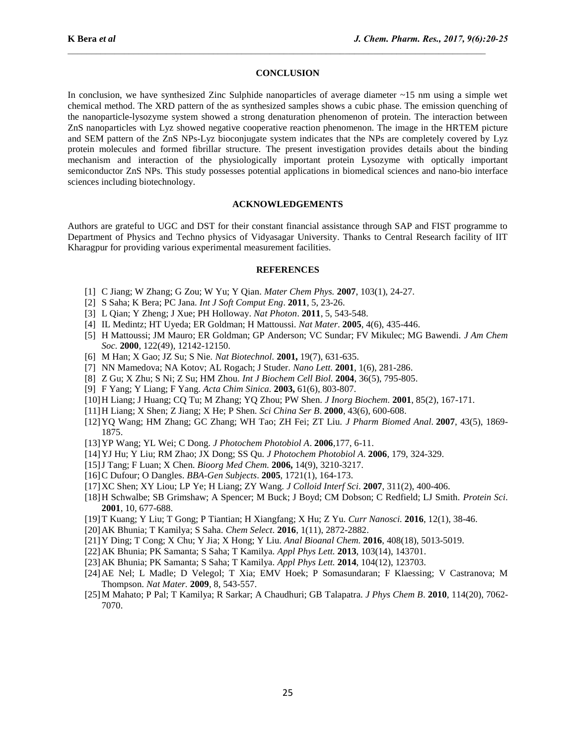## CONCLUSION

In conclusion, we have synthesized Zinc Sulphide nanoparticles of average diameter ~15 nm using a simple wet chemical method. The XRD pattern of the as synthesized samples shows a cubic phase. The emission quenching of the nanoparticle-lysozyme system showed a strong denaturation phenomenon of protein. The interaction between ZnS nanoparticles with Lyz showed negative cooperative reaction phenomenon. The image in the HRTEM picture and SEM pattern of the ZnS NPs-Lyz bioconjugate system indicates that the NPs are completely covered by Lyz protein molecules and formed fibrillar structure. The present investigation provides details about the binding mechanism and interaction of the physiologically important protein Lysozyme with optically important semiconductor ZnS NPs. This study possesses potential applications in biomedical sciences and nano-bio interface sciences including biotechnology.

## ACKNOWLEDGEMENTS

Authors are grateful to UGC and DST for their constant financial assistance through SAP and FIST programme to Department of Physics and Techno physics of Vidyasagar University. Thanks to Central Research facility of IIT Kharagpur for providing various experimental measurement facilities.

## REFERENCES

[1] C Jiang; W Zhang; G Zou; W Yu; Y Qian. *Mater Chem Phys.* **2007**, 103(1), 24-27.
[2] S Saha; K Bera; PC Jana. *Int J Soft Comput Eng*. **2011**, 5, 23-26.
[3] L Qian; Y Zheng; J Xue; PH Holloway. *Nat Photon*. **2011**, 5, 543-548.
[4] IL Medintz; HT Uyeda; ER Goldman; H Mattoussi. *Nat Mater*. **2005**, 4(6), 435-446.
[5] H Mattoussi; JM Mauro; ER Goldman; GP Anderson; VC Sundar; FV Mikulec; MG Bawendi. *J Am Chem Soc*. **2000**, 122(49), 12142-12150.
[6] M Han; X Gao; JZ Su; S Nie. *Nat Biotechnol.* **2001,** 19(7), 631-635.
[7] NN Mamedova; NA Kotov; AL Rogach; J Studer. *Nano Lett.* **2001**, 1(6), 281-286.
[8] Z Gu; X Zhu; S Ni; Z Su; HM Zhou. *Int J Biochem Cell Biol.* **2004**, 36(5), 795-805.
[9] F Yang; Y Liang; F Yang. *Acta Chim Sinica*. **2003,** 61(6), 803-807.
[10] H Liang; J Huang; CQ Tu; M Zhang; YQ Zhou; PW Shen. *J Inorg Biochem*. **2001**, 85(2), 167-171.
[11] H Liang; X Shen; Z Jiang; X He; P Shen. *Sci China Ser B*. **2000**, 43(6), 600-608.
[12] YQ Wang; HM Zhang; GC Zhang; WH Tao; ZH Fei; ZT Liu. *J Pharm Biomed Anal*. **2007**, 43(5), 1869-1875.
[13] YP Wang; YL Wei; C Dong. *J Photochem Photobiol A*. **2006**,177, 6-11.
[14] YJ Hu; Y Liu; RM Zhao; JX Dong; SS Qu. *J Photochem Photobiol A*. **2006**, 179, 324-329.
[15] J Tang; F Luan; X Chen. *Bioorg Med Chem.* **2006,** 14(9), 3210-3217.
[16] C Dufour; O Dangles. *BBA-Gen Subjects*. **2005**, 1721(1), 164-173.
[17] XC Shen; XY Liou; LP Ye; H Liang; ZY Wang. *J Colloid Interf Sci*. **2007**, 311(2), 400-406.
[18] H Schwalbe; SB Grimshaw; A Spencer; M Buck; J Boyd; CM Dobson; C Redfield; LJ Smith. *Protein Sci*. **2001**, 10, 677-688.
[19] T Kuang; Y Liu; T Gong; P Tiantian; H Xiangfang; X Hu; Z Yu. *Curr Nanosci.* **2016**, 12(1), 38-46.
[20] AK Bhunia; T Kamilya; S Saha. *Chem Select*. **2016**, 1(11), 2872-2882.
[21] Y Ding; T Cong; X Chu; Y Jia; X Hong; Y Liu. *Anal Bioanal Chem.* **2016**, 408(18), 5013-5019.
[22] AK Bhunia; PK Samanta; S Saha; T Kamilya. *Appl Phys Lett.* **2013**, 103(14), 143701.
[23] AK Bhunia; PK Samanta; S Saha; T Kamilya. *Appl Phys Lett.* **2014**, 104(12), 123703.
[24] AE Nel; L Madle; D Velegol; T Xia; EMV Hoek; P Somasundaran; F Klaessing; V Castranova; M Thompson. *Nat Mater.* **2009**, 8, 543-557.
[25] M Mahato; P Pal; T Kamilya; R Sarkar; A Chaudhuri; GB Talapatra. *J Phys Chem B*. **2010**, 114(20), 7062-7070.